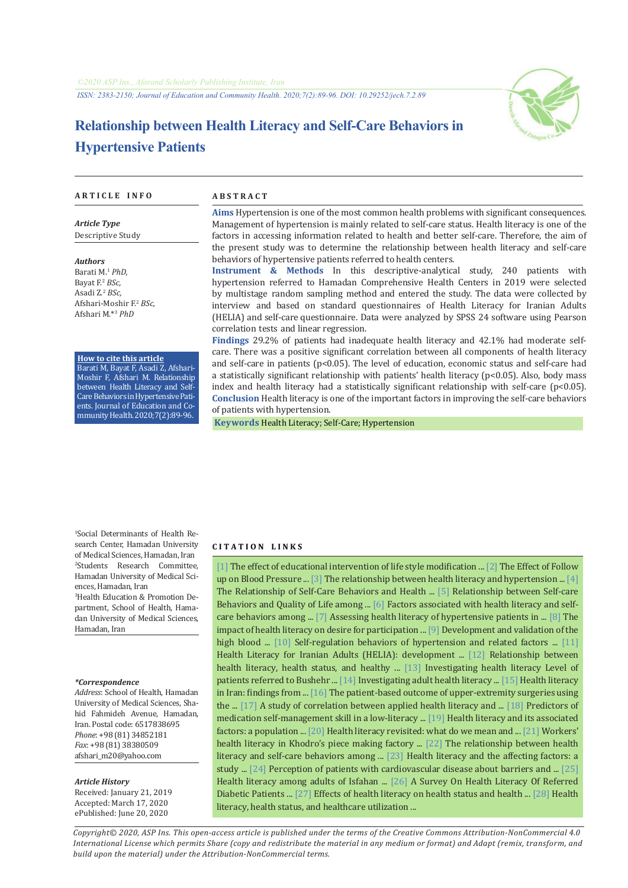©2020 ASP Ins., Afarand Scholarly Publishing Institute, Iran

ISSN: 2383-2150; Journal of Education and Community Health. 2020;7(2):89-96. DOI: 10.29252/jech.7.2.89

# Relationship between Health Literacy and Self-Care Behaviors in Hypertensive Patients

## ARTICLE INFO

***Article Type***

Descriptive Study

***Authors***

Barati M.[1] *PhD,*
Bayat F.[2] *BSc,*
Asadi Z.[2] *BSc,*
Afshari-Moshir F.[2] *BSc,*
Afshari M.*[3] *PhD*

**How to cite this article**

Barati M, Bayat F, Asadi Z, Afshari-Moshir F, Afshari M. Relationship between Health Literacy and Self-Care Behaviors in Hypertensive Patients. Journal of Education and Community Health. 2020;7(2):89-96.

[1]Social Determinants of Health Research Center, Hamadan University of Medical Sciences, Hamadan, Iran
[2]Students Research Committee, Hamadan University of Medical Sciences, Hamadan, Iran
[3]Health Education & Promotion Department, School of Health, Hamadan University of Medical Sciences, Hamadan, Iran

***\*Correspondence***

*Address*: School of Health, Hamadan University of Medical Sciences, Shahid Fahmideh Avenue, Hamadan, Iran. Postal code: 6517838695
*Phone*: +98 (81) 34852181
*Fax*: +98 (81) 38380509
afshari_m20@yahoo.com

***Article History***

Received: January 21, 2019
Accepted: March 17, 2020
ePublished: June 20, 2020

## ABSTRACT

**Aims** Hypertension is one of the most common health problems with significant consequences. Management of hypertension is mainly related to self-care status. Health literacy is one of the factors in accessing information related to health and better self-care. Therefore, the aim of the present study was to determine the relationship between health literacy and self-care behaviors of hypertensive patients referred to health centers.

**Instrument & Methods** In this descriptive-analytical study, 240 patients with hypertension referred to Hamadan Comprehensive Health Centers in 2019 were selected by multistage random sampling method and entered the study. The data were collected by interview and based on standard questionnaires of Health Literacy for Iranian Adults (HELIA) and self-care questionnaire. Data were analyzed by SPSS 24 software using Pearson correlation tests and linear regression.

**Findings** 29.2% of patients had inadequate health literacy and 42.1% had moderate self-care. There was a positive significant correlation between all components of health literacy and self-care in patients ($p<0.05$). The level of education, economic status and self-care had a statistically significant relationship with patients' health literacy ($p<0.05$). Also, body mass index and health literacy had a statistically significant relationship with self-care ($p<0.05$).

**Conclusion** Health literacy is one of the important factors in improving the self-care behaviors of patients with hypertension.

**Keywords** Health Literacy; Self-Care; Hypertension

## CITATION LINKS

[1] The effect of educational intervention of life style modification ... [2] The Effect of Follow up on Blood Pressure ... [3] The relationship between health literacy and hypertension ... [4] The Relationship of Self-Care Behaviors and Health ... [5] Relationship between Self-care Behaviors and Quality of Life among ... [6] Factors associated with health literacy and self-care behaviors among ... [7] Assessing health literacy of hypertensive patients in ... [8] The impact of health literacy on desire for participation ... [9] Development and validation of the high blood ... [10] Self-regulation behaviors of hypertension and related factors ... [11] Health Literacy for Iranian Adults (HELIA): development ... [12] Relationship between health literacy, health status, and healthy ... [13] Investigating health literacy Level of patients referred to Bushehr ... [14] Investigating adult health literacy ... [15] Health literacy in Iran: findings from ... [16] The patient-based outcome of upper-extremity surgeries using the ... [17] A study of correlation between applied health literacy and ... [18] Predictors of medication self-management skill in a low-literacy ... [19] Health literacy and its associated factors: a population ... [20] Health literacy revisited: what do we mean and ... [21] Workers' health literacy in Khodro's piece making factory ... [22] The relationship between health literacy and self-care behaviors among ... [23] Health literacy and the affecting factors: a study ... [24] Perception of patients with cardiovascular disease about barriers and ... [25] Health literacy among adults of Isfahan ... [26] A Survey On Health Literacy Of Referred Diabetic Patients ... [27] Effects of health literacy on health status and health ... [28] Health literacy, health status, and healthcare utilization ...

*Copyright© 2020, ASP Ins. This open-access article is published under the terms of the Creative Commons Attribution-NonCommercial 4.0 International License which permits Share (copy and redistribute the material in any medium or format) and Adapt (remix, transform, and build upon the material) under the Attribution-NonCommercial terms.*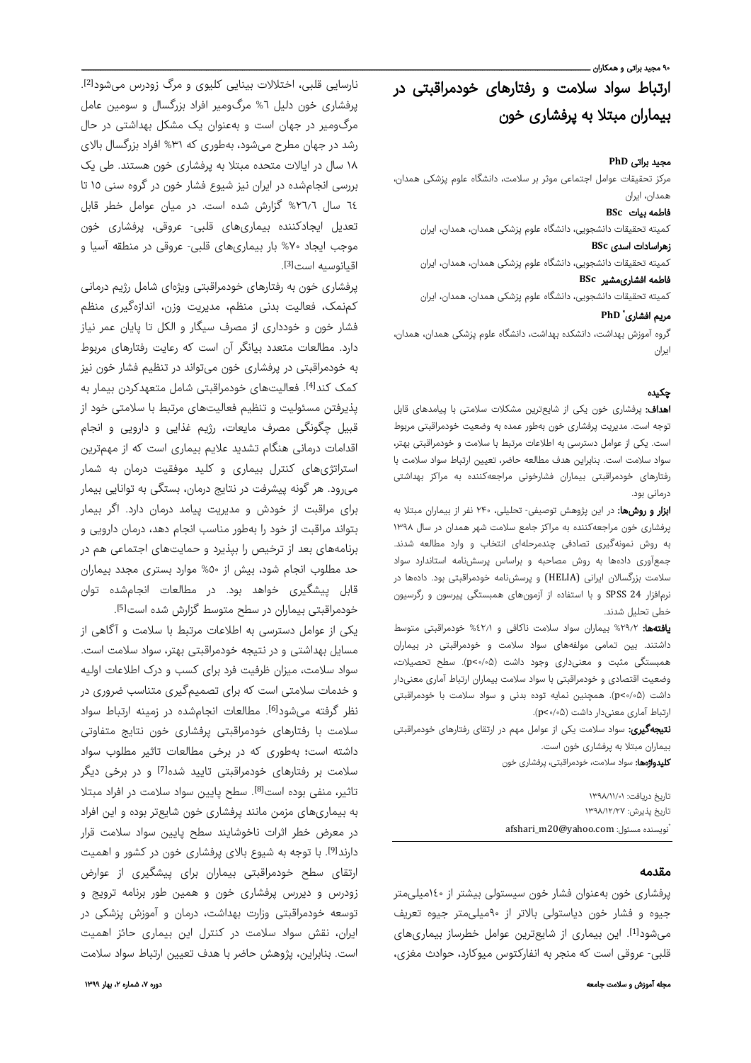# ارتباط سواد سلامت و رفتارهای خودمراقبتی در بیماران مبتلا به پرفشاری خون

**مجید براتی PhD**

مرکز تحقیقات عوامل اجتماعی موثر بر سلامت، دانشگاه علوم پزشکی همدان، همدان، ایران

**فاطمه بیات BSc**

کمیته تحقیقات دانشجویی، دانشگاه علوم پزشکی همدان، همدان، ایران

**زهراسادات اسدی BSc**

کمیته تحقیقات دانشجویی، دانشگاه علوم پزشکی همدان، همدان، ایران

**فاطمه افشاری‌مشیر BSc**

کمیته تحقیقات دانشجویی، دانشگاه علوم پزشکی همدان، همدان، ایران

**مریم افشاری* PhD**

گروه آموزش بهداشت، دانشکده بهداشت، دانشگاه علوم پزشکی همدان، همدان، ایران

## چکیده

**اهداف:** پرفشاری خون یکی از شایع‌ترین مشکلات سلامتی با پیامدهای قابل توجه است. مدیریت پرفشاری خون به‌طور عمده به وضعیت خودمراقبتی مربوط است. یکی از عوامل دسترسی به اطلاعات مرتبط با سلامت و خودمراقبتی بهتر، سواد سلامت است. بنابراین هدف مطالعه حاضر، تعیین ارتباط سواد سلامت با رفتارهای خودمراقبتی بیماران فشارخونی مراجعه‌کننده به مراکز بهداشتی درمانی بود.

**ابزار و روش‌ها:** در این پژوهش توصیفی- تحلیلی، ۲۴۰ نفر از بیماران مبتلا به پرفشاری خون مراجعه‌کننده به مراکز جامع سلامت شهر همدان در سال ۱۳۹۸ به روش نمونه‌گیری تصادفی چندمرحله‌ای انتخاب و وارد مطالعه شدند. جمع‌آوری داده‌ها به روش مصاحبه و براساس پرسش‌نامه استاندارد سواد سلامت بزرگسالان ایرانی (HELIA) و پرسش‌نامه خودمراقبتی بود. داده‌ها در نرم‌افزار SPSS 24 و با استفاده از آزمون‌های همبستگی پیرسون و رگرسیون خطی تحلیل شدند.

**یافته‌ها:** ۲۹/۲% بیماران سواد سلامت ناکافی و ۴۲/۱% خودمراقبتی متوسط داشتند. بین تمامی مولفه‌های سواد سلامت و خودمراقبتی در بیماران همبستگی مثبت و معنی‌داری وجود داشت ($p<0/05$). سطح تحصیلات، وضعیت اقتصادی و خودمراقبتی با سواد سلامت بیماران ارتباط آماری معنی‌دار داشت ($p<0/05$). همچنین نمایه توده بدنی و سواد سلامت با خودمراقبتی ارتباط آماری معنی‌دار داشت ($p<0/05$).

**نتیجه‌گیری:** سواد سلامت یکی از عوامل مهم در ارتقای رفتارهای خودمراقبتی بیماران مبتلا به پرفشاری خون است.

**کلیدواژه‌ها:** سواد سلامت، خودمراقبتی، پرفشاری خون

تاریخ دریافت: ۱۳۹۸/۱۱/۰۱

تاریخ پذیرش: ۱۳۹۸/۱۲/۲۷

*نویسنده مسئول: afshari_m20@yahoo.com

## مقدمه

پرفشاری خون به‌عنوان فشار خون سیستولی بیشتر از ۱۴۰میلی‌متر جیوه و فشار خون دیاستولی بالاتر از ۹۰میلی‌متر جیوه تعریف می‌شود[1]. این بیماری از شایع‌ترین عوامل خطرساز بیماری‌های قلبی- عروقی است که منجر به انفارکتوس میوکارد، حوادث مغزی، نارسایی قلبی، اختلالات بینایی کلیوی و مرگ زودرس می‌شود[2]. پرفشاری خون دلیل ٦% مرگ‌ومیر افراد بزرگسال و سومین عامل مرگ‌ومیر در جهان است و به‌عنوان یک مشکل بهداشتی در حال رشد در جهان مطرح می‌شود، به‌طوری که ۳۱% افراد بزرگسال بالای ۱۸ سال در ایالات متحده مبتلا به پرفشاری خون هستند. طی یک بررسی انجام‌شده در ایران نیز شیوع فشار خون در گروه سنی ۱۵ تا ٦٤ سال ٢٦/٦% گزارش شده است. در میان عوامل خطر قابل تعدیل ایجادکننده بیماری‌های قلبی- عروقی، پرفشاری خون موجب ایجاد ۷۰% بار بیماری‌های قلبی- عروقی در منطقه آسیا و اقیانوسیه است[3].

پرفشاری خون به رفتارهای خودمراقبتی ویژه‌ای شامل رژیم درمانی کم‌نمک، فعالیت بدنی منظم، مدیریت وزن، اندازه‌گیری منظم فشار خون و خودداری از مصرف سیگار و الکل تا پایان عمر نیاز دارد. مطالعات متعدد بیانگر آن است که رعایت رفتارهای مربوط به خودمراقبتی در پرفشاری خون می‌تواند در تنظیم فشار خون نیز کمک کند[4]. فعالیت‌های خودمراقبتی شامل متعهدکردن بیمار به پذیرفتن مسئولیت و تنظیم فعالیت‌های مرتبط با سلامتی خود از قبیل چگونگی مصرف مایعات، رژیم غذایی و دارویی و انجام اقدامات درمانی هنگام تشدید علایم بیماری است که از مهم‌ترین استراتژی‌های کنترل بیماری و کلید موفقیت درمان به شمار می‌رود. هر گونه پیشرفت در نتایج درمان، بستگی به توانایی بیمار برای مراقبت از خودش و مدیریت پیامد درمان دارد. اگر بیمار بتواند مراقبت از خود را به‌طور مناسب انجام دهد، درمان دارویی و برنامه‌های بعد از ترخیص را بپذیرد و حمایت‌های اجتماعی هم در حد مطلوب انجام شود، بیش از ٥٠% موارد بستری مجدد بیماران قابل پیشگیری خواهد بود. در مطالعات انجام‌شده توان خودمراقبتی بیماران در سطح متوسط گزارش شده است[5].

یکی از عوامل دسترسی به اطلاعات مرتبط با سلامت و آگاهی از مسایل بهداشتی و در نتیجه خودمراقبتی بهتر، سواد سلامت است. سواد سلامت، میزان ظرفیت فرد برای کسب و درک اطلاعات اولیه و خدمات سلامتی است که برای تصمیم‌گیری متناسب ضروری در نظر گرفته می‌شود[6]. مطالعات انجام‌شده در زمینه ارتباط سواد سلامت با رفتارهای خودمراقبتی پرفشاری خون نتایج متفاوتی داشته است؛ به‌طوری که در برخی مطالعات تاثیر مطلوب سواد سلامت بر رفتارهای خودمراقبتی تایید شده[7] و در برخی دیگر تاثیر، منفی بوده است[8]. سطح پایین سواد سلامت در افراد مبتلا به بیماری‌های مزمن مانند پرفشاری خون شایع‌تر بوده و این افراد در معرض خطر اثرات ناخوشایند سطح پایین سواد سلامت قرار دارند[9]. با توجه به شیوع بالای پرفشاری خون در کشور و اهمیت ارتقای سطح خودمراقبتی بیماران برای پیشگیری از عوارض زودرس و دیررس پرفشاری خون و همین طور برنامه ترویج و توسعه خودمراقبتی وزارت بهداشت، درمان و آموزش پزشکی در ایران، نقش سواد سلامت در کنترل این بیماری حائز اهمیت است. بنابراین، پژوهش حاضر با هدف تعیین ارتباط سواد سلامت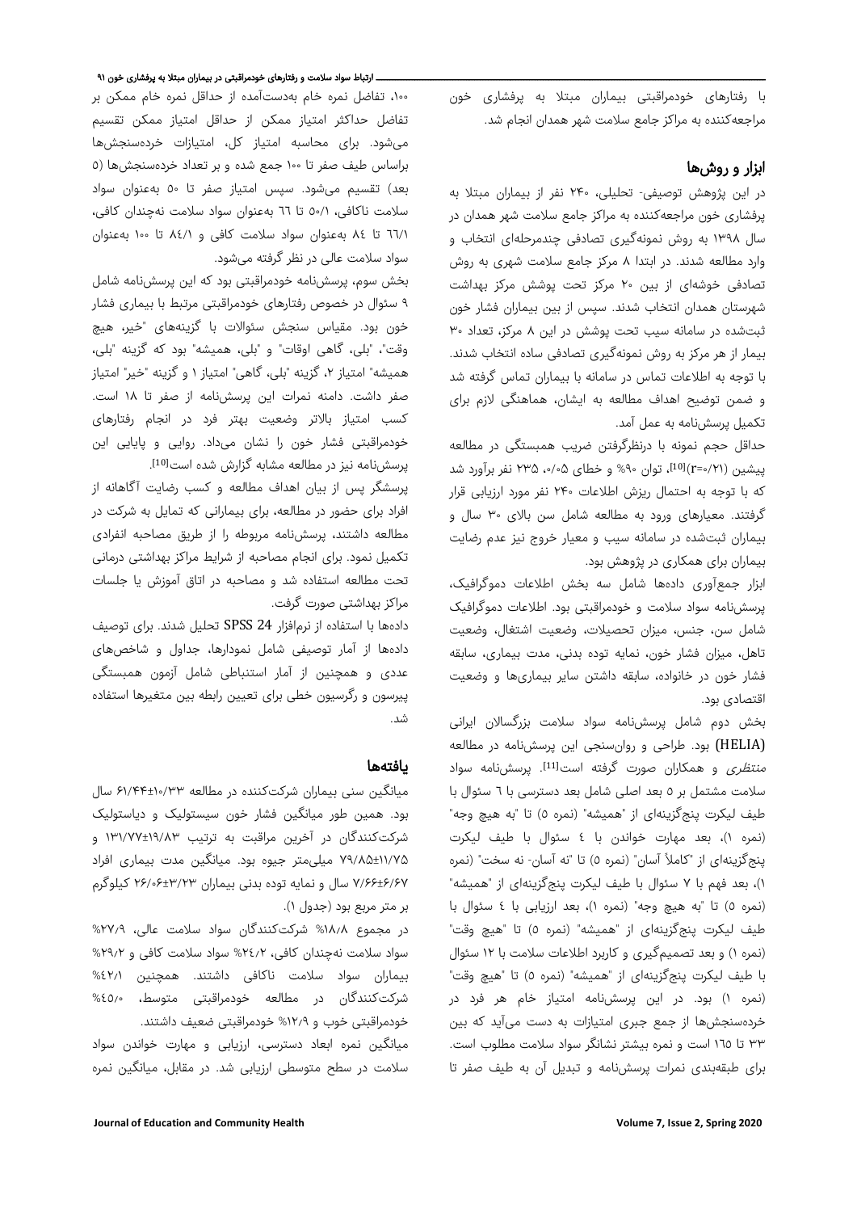با رفتارهای خودمراقبتی بیماران مبتلا به پرفشاری خون مراجعه‌کننده به مراکز جامع سلامت شهر همدان انجام شد.

## ابزار و روش‌ها

در این پژوهش توصیفی- تحلیلی، ۲۴۰ نفر از بیماران مبتلا به پرفشاری خون مراجعه‌کننده به مراکز جامع سلامت شهر همدان در سال ۱۳۹۸ به روش نمونه‌گیری تصادفی چندمرحله‌ای انتخاب و وارد مطالعه شدند. در ابتدا ۸ مرکز جامع سلامت شهری به روش تصادفی خوشه‌ای از بین ۲۰ مرکز تحت پوشش مرکز بهداشت شهرستان همدان انتخاب شدند. سپس از بین بیماران فشار خون ثبت‌شده در سامانه سیب تحت پوشش در این ۸ مرکز، تعداد ۳۰ بیمار از هر مرکز به روش نمونه‌گیری تصادفی ساده انتخاب شدند. با توجه به اطلاعات تماس در سامانه با بیماران تماس گرفته شد و ضمن توضیح اهداف مطالعه به ایشان، هماهنگی لازم برای تکمیل پرسش‌نامه به عمل آمد.

حداقل حجم نمونه با درنظرگرفتن ضریب همبستگی در مطالعه پیشین ($r=0/21$)[10]، توان ۹۰% و خطای ۰/۰۵، ۲۳۵ نفر برآورد شد که با توجه به احتمال ریزش اطلاعات ۲۴۰ نفر مورد ارزیابی قرار گرفتند. معیارهای ورود به مطالعه شامل سن بالای ۳۰ سال و بیماران ثبت‌شده در سامانه سیب و معیار خروج نیز عدم رضایت بیماران برای همکاری در پژوهش بود.

ابزار جمع‌آوری داده‌ها شامل سه بخش اطلاعات دموگرافیک، پرسش‌نامه سواد سلامت و خودمراقبتی بود. اطلاعات دموگرافیک شامل سن، جنس، میزان تحصیلات، وضعیت اشتغال، وضعیت تاهل، میزان فشار خون، نمایه توده بدنی، مدت بیماری، سابقه فشار خون در خانواده، سابقه داشتن سایر بیماری‌ها و وضعیت اقتصادی بود.

بخش دوم شامل پرسش‌نامه سواد سلامت بزرگسالان ایرانی (HELIA) بود. طراحی و روان‌سنجی این پرسش‌نامه در مطالعه *منتظری* و همکاران صورت گرفته است[11]. پرسش‌نامه سواد سلامت مشتمل بر ۵ بعد اصلی شامل بعد دسترسی با ٦ سئوال با طیف لیکرت پنج‌گزینه‌ای از "همیشه" (نمره ۵) تا "به هیچ وجه" (نمره ۱)، بعد مهارت خواندن با ٤ سئوال با طیف لیکرت پنج‌گزینه‌ای از "کاملاً آسان" (نمره ۵) تا "نه آسان- نه سخت" (نمره ۱)، بعد فهم با ۷ سئوال با طیف لیکرت پنج‌گزینه‌ای از "همیشه" (نمره ۵) تا "به هیچ وجه" (نمره ۱)، بعد ارزیابی با ٤ سئوال با طیف لیکرت پنج‌گزینه‌ای از "همیشه" (نمره ۵) تا "هیچ وقت" (نمره ۱) و بعد تصمیم‌گیری و کاربرد اطلاعات سلامت با ۱۲ سئوال با طیف لیکرت پنج‌گزینه‌ای از "همیشه" (نمره ۵) تا "هیچ وقت" (نمره ۱) بود. در این پرسش‌نامه امتیاز خام هر فرد در خرده‌سنجش‌ها از جمع جبری امتیازات به دست می‌آید که بین ۳۳ تا ١٦٥ است و نمره بیشتر نشانگر سواد سلامت مطلوب است. برای طبقه‌بندی نمرات پرسش‌نامه و تبدیل آن به طیف صفر تا ۱۰۰، تفاضل نمره خام به‌دست‌آمده از حداقل نمره خام ممکن بر تفاضل حداکثر امتیاز ممکن از حداقل امتیاز ممکن تقسیم می‌شود. برای محاسبه امتیاز کل، امتیازات خرده‌سنجش‌ها براساس طیف صفر تا ۱۰۰ جمع شده و بر تعداد خرده‌سنجش‌ها (۵ بعد) تقسیم می‌شود. سپس امتیاز صفر تا ۵۰ به‌عنوان سواد سلامت ناکافی، ۵۰/۱ تا ٦٦ به‌عنوان سواد سلامت نه‌چندان کافی، ٦٦/١ تا ٨٤ به‌عنوان سواد سلامت کافی و ٨٤/١ تا ۱۰۰ به‌عنوان سواد سلامت عالی در نظر گرفته می‌شود.

بخش سوم، پرسش‌نامه خودمراقبتی بود که این پرسش‌نامه شامل ۹ سئوال در خصوص رفتارهای خودمراقبتی مرتبط با بیماری فشار خون بود. مقیاس سنجش سئوالات با گزینه‌های "خیر، هیچ وقت"، "بلی، گاهی اوقات" و "بلی، همیشه" بود که گزینه "بلی، همیشه" امتیاز ۲، گزینه "بلی، گاهی" امتیاز ۱ و گزینه "خیر" امتیاز صفر داشت. دامنه نمرات این پرسش‌نامه از صفر تا ۱۸ است. کسب امتیاز بالاتر وضعیت بهتر فرد در انجام رفتارهای خودمراقبتی فشار خون را نشان می‌داد. روایی و پایایی این پرسش‌نامه نیز در مطالعه مشابه گزارش شده است[10].

پرسشگر پس از بیان اهداف مطالعه و کسب رضایت آگاهانه از افراد برای حضور در مطالعه، برای بیمارانی که تمایل به شرکت در مطالعه داشتند، پرسش‌نامه مربوطه را از طریق مصاحبه انفرادی تکمیل نمود. برای انجام مصاحبه از شرایط مراکز بهداشتی درمانی تحت مطالعه استفاده شد و مصاحبه در اتاق آموزش یا جلسات مراکز بهداشتی صورت گرفت.

داده‌ها با استفاده از نرم‌افزار SPSS 24 تحلیل شدند. برای توصیف داده‌ها از آمار توصیفی شامل نمودارها، جداول و شاخص‌های عددی و همچنین از آمار استنباطی شامل آزمون همبستگی پیرسون و رگرسیون خطی برای تعیین رابطه بین متغیرها استفاده شد.

## یافته‌ها

میانگین سنی بیماران شرکت‌کننده در مطالعه ۱۰/۳۳±٦۱/٤٤ سال بود. همین طور میانگین فشار خون سیستولیک و دیاستولیک شرکت‌کنندگان در آخرین مراقبت به ترتیب ۱۹/۸۳±۱۳۱/۷۷ و ۱۱/۷۵±۷۹/۸۵ میلی‌متر جیوه بود. میانگین مدت بیماری افراد ٦/٦٧±۷/٦٦ سال و نمایه توده بدنی بیماران ۳/۲۳±۲٦/۰٦ کیلوگرم بر متر مربع بود (جدول ۱).

در مجموع ۱۸/۸% شرکت‌کنندگان سواد سلامت عالی، ۲۷/۹% سواد سلامت نه‌چندان کافی، ۲٤/۲% سواد سلامت کافی و ۲۹/۲% بیماران سواد سلامت ناکافی داشتند. همچنین ٤۲/۱% شرکت‌کنندگان در مطالعه خودمراقبتی متوسط، ٤٥/۰% خودمراقبتی خوب و ۱۲/۹% خودمراقبتی ضعیف داشتند.

میانگین نمره ابعاد دسترسی، ارزیابی و مهارت خواندن سواد سلامت در سطح متوسطی ارزیابی شد. در مقابل، میانگین نمره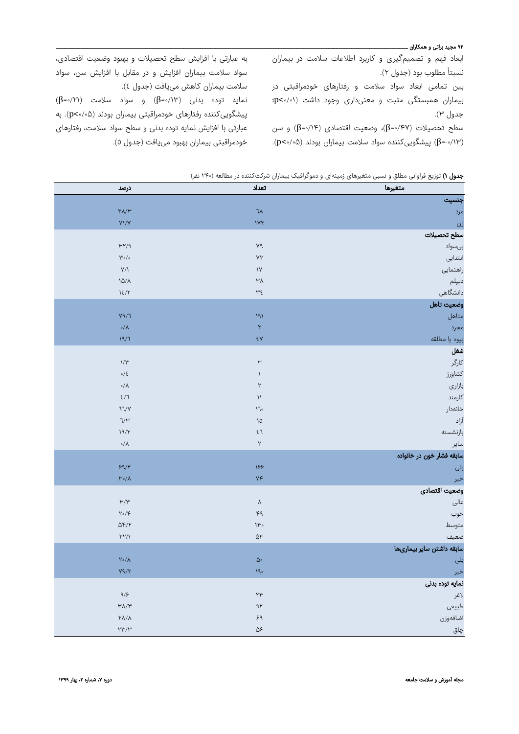ابعاد فهم و تصمیم‌گیری و کاربرد اطلاعات سلامت در بیماران نسبتاً مطلوب بود (جدول ۲).

بین تمامی ابعاد سواد سلامت و رفتارهای خودمراقبتی در بیماران همبستگی مثبت و معنی‌داری وجود داشت (p<۰/۰۱؛ جدول ۳).

سطح تحصیلات (β=۰/۴۷)، وضعیت اقتصادی (β=۰/۱۴) و سن (β=-۰/۱۳) پیشگویی‌کننده سواد سلامت بیماران بودند (p<۰/۰۵). به عبارتی با افزایش سطح تحصیلات و بهبود وضعیت اقتصادی، سواد سلامت بیماران افزایش و در مقابل با افزایش سن، سواد سلامت بیماران کاهش می‌یافت (جدول ٤).

نمایه توده بدنی (β=۰/۱۳) و سواد سلامت (β=۰/۲۱) پیشگویی‌کننده رفتارهای خودمراقبتی بیماران بودند (p<۰/۰۵). به عبارتی با افزایش نمایه توده بدنی و سطح سواد سلامت، رفتارهای خودمراقبتی بیماران بهبود می‌یافت (جدول ۵).

**جدول ۱)** توزیع فراوانی مطلق و نسبی متغیرهای زمینه‌ای و دموگرافیک بیماران شرکت‌کننده در مطالعه (۲۴۰ نفر)

| متغیرها | تعداد | درصد |
|---|---|---|
| **جنسیت** | | |
| مرد | ٦٨ | ۲۸/۳ |
| زن | ۱۷۲ | ۷۱/۷ |
| **سطح تحصیلات** | | |
| بی‌سواد | ۷۹ | ۳۲/۹ |
| ابتدایی | ۷۲ | ۳۰/۰ |
| راهنمایی | ۱۷ | ۷/۱ |
| دیپلم | ۳۸ | ۱۵/۸ |
| دانشگاهی | ۳٤ | ۱٤/۲ |
| **وضعیت تاهل** | | |
| متاهل | ۱۹۱ | ۷۹/٦ |
| مجرد | ۲ | ۰/۸ |
| بیوه یا مطلقه | ٤۷ | ۱۹/٦ |
| **شغل** | | |
| کارگر | ۳ | ۱/۳ |
| کشاورز | ۱ | ۰/٤ |
| بازاری | ۲ | ۰/۸ |
| کارمند | ۱۱ | ٤/٦ |
| خانه‌دار | ۱٦۰ | ٦٦/۷ |
| آزاد | ۱۵ | ٦/۳ |
| بازنشسته | ٤٦ | ۱۹/۲ |
| سایر | ۲ | ۰/۸ |
| **سابقه فشار خون در خانواده** | | |
| بلی | ۱۶۶ | ۶۹/۲ |
| خیر | ۷۴ | ۳۰/۸ |
| **وضعیت اقتصادی** | | |
| عالی | ۸ | ۳/۳ |
| خوب | ۴۹ | ۲۰/۴ |
| متوسط | ۱۳۰ | ۵۴/۲ |
| ضعیف | ۵۳ | ۲۲/۱ |
| **سابقه داشتن سایر بیماری‌ها** | | |
| بلی | ۵۰ | ۲۰/۸ |
| خیر | ۱۹۰ | ۷۹/۲ |
| **نمایه توده بدنی** | | |
| لاغر | ۲۳ | ۹/۶ |
| طبیعی | ۹۲ | ۳۸/۳ |
| اضافه‌وزن | ۶۹ | ۲۸/۸ |
| چاق | ۵۶ | ۲۳/۳ |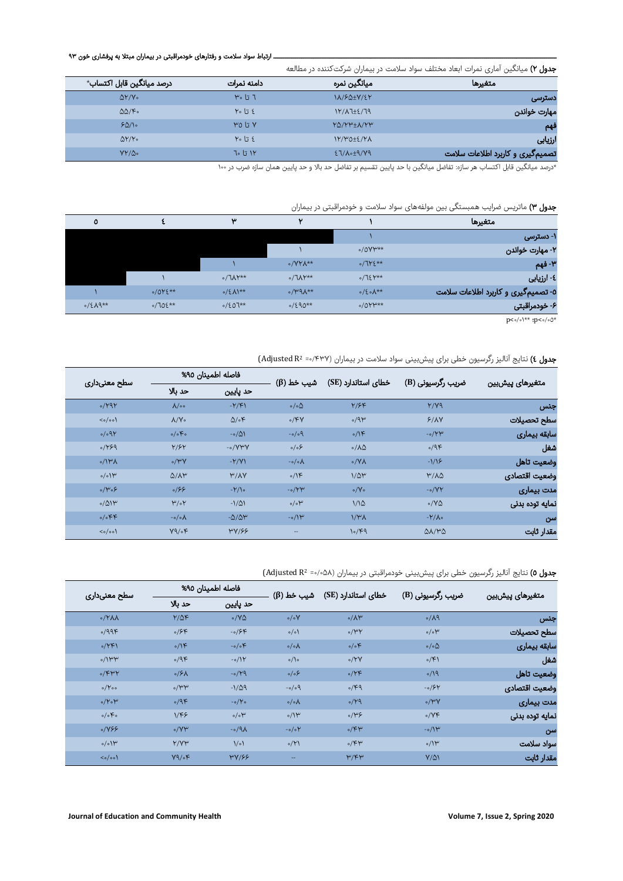**جدول ۲)** میانگین آماری نمرات ابعاد مختلف سواد سلامت در بیماران شرکت‌کننده در مطالعه

| متغیرها | میانگین نمره | دامنه نمرات | درصد میانگین قابل اکتساب* |
|---|---|---|---|
| دسترسی | ۱۸/۶۵±۷/٤۲ | ٦ تا ۳۰ | ۵۲/۷۰ |
| مهارت خواندن | ۱۲/۸٦±٤/٦۹ | ٤ تا ۲۰ | ۵۵/۴۰ |
| فهم | ۲۵/۲۳±۸/۲۳ | ۷ تا ۳۵ | ۶۵/۱۰ |
| ارزیابی | ۱۲/۳۵±٤/۲۸ | ٤ تا ۲۰ | ۵۲/۲۰ |
| تصمیم‌گیری و کاربرد اطلاعات سلامت | ٤٦/۸۰±۹/۷۹ | ۱۲ تا ٦۰ | ۷۲/۵۰ |

*درصد میانگین قابل اکتساب هر سازه: تفاضل میانگین با حد پایین تقسیم بر تفاضل حد بالا و حد پایین همان سازه ضرب در ۱۰۰

**جدول ۳)** ماتریس ضرایب همبستگی بین مولفه‌های سواد سلامت و خودمراقبتی در بیماران

| متغیرها | ۱ | ۲ | ۳ | ٤ | ٥ |
|---|---|---|---|---|---|
| ۱- دسترسی | ۱ | | | | |
| ۲- مهارت خواندن | ۰/۵۷۳** | ۱ | | | |
| ۳- فهم | ۰/٦۲٤** | ۰/۷۲۸** | ۱ | | |
| ٤- ارزیابی | ۰/٦٤۲** | ۰/٦۸۲** | ۰/٦۸۲** | ۱ | |
| ٥- تصمیم‌گیری و کاربرد اطلاعات سلامت | ۰/٤۰۸** | ۰/۳۹۸** | ۰/٤۸۱** | ۰/۵۲٤** | ۱ |
| ۶- خودمراقبتی | ۰/۵۲۳** | ۰/٤۹۵** | ۰/٤۵٦** | ۰/٦۵٤** | ۰/٤۸۹** |

*p<۰/۰۵؛ **p<۰/۰۱

**جدول ٤)** نتایج آنالیز رگرسیون خطی برای پیش‌بینی سواد سلامت در بیماران (Adjusted R² =۰/۴۳۷)

| متغیرهای پیش‌بین | ضریب رگرسیونی (B) | خطای استاندارد (SE) | شیب خط (β) | فاصله اطمینان ۹۵% | | سطح معنی‌داری |
|---|---|---|---|---|---|---|
| | | | | حد پایین | حد بالا | |
| جنس | ۲/۷۹ | ۲/۶۴ | ۰/۰۵ | -۲/۴۱ | ۸/۰۰ | ۰/۲۹۲ |
| سطح تحصیلات | ۶/۸۷ | ۰/۹۳ | ۰/۴۷ | ۵/۰۴ | ۸/۷۰ | <۰/۰۰۱ |
| سابقه بیماری | -۰/۲۳ | ۰/۱۴ | -۰/۰۹ | -۰/۵۱ | ۰/۰۴۰ | ۰/۰۹۲ |
| شغل | ۰/۹۴ | ۰/۸۵ | ۰/۰۶ | -۰/۷۳۷ | ۲/۶۲ | ۰/۲۶۹ |
| وضعیت تاهل | -۱/۱۶ | ۰/۷۸ | -۰/۰۸ | -۲/۷۱ | ۰/۳۷ | ۰/۱۳۸ |
| وضعیت اقتصادی | ۳/۸۵ | ۱/۵۳ | ۰/۱۴ | ۳/۸۷ | ۵/۸۳ | ۰/۰۱۳ |
| مدت بیماری | -۰/۷۲ | ۰/۷۰ | -۰/۲۳ | -۲/۱۰ | ۰/۶۶ | ۰/۳۰۶ |
| نمایه توده بدنی | ۰/۷۵ | ۱/۱۵ | ۰/۰۳ | -۱/۵۱ | ۳/۰۲ | ۰/۵۱۳ |
| سن | -۲/۸۰ | ۱/۳۸ | -۰/۱۳ | -۵/۵۳ | -۰/۰۸ | ۰/۰۴۴ |
| مقدار ثابت | ۵۸/۳۵ | ۱۰/۴۹ | -- | ۳۷/۶۶ | ۷۹/۰۴ | <۰/۰۰۱ |

**جدول ۵)** نتایج آنالیز رگرسیون خطی برای پیش‌بینی خودمراقبتی در بیماران (Adjusted R² =۰/۰۵۸)

| متغیرهای پیش‌بین | ضریب رگرسیونی (B) | خطای استاندارد (SE) | شیب خط (β) | فاصله اطمینان ۹۵% | | سطح معنی‌داری |
|---|---|---|---|---|---|---|
| | | | | حد پایین | حد بالا | |
| جنس | ۰/۸۹ | ۰/۸۳ | ۰/۰۷ | ۰/۷۵ | ۲/۵۴ | ۰/۲۸۸ |
| سطح تحصیلات | ۰/۰۳ | ۰/۳۲ | ۰/۰۱ | -۰/۶۴ | ۰/۶۴ | ۰/۹۹۴ |
| سابقه بیماری | ۰/۰۵ | ۰/۰۴ | ۰/۰۸ | -۰/۰۴ | ۰/۱۴ | ۰/۲۴۱ |
| شغل | ۰/۴۱ | ۰/۲۷ | ۰/۱۰ | -۰/۱۲ | ۰/۹۴ | ۰/۱۳۳ |
| وضعیت تاهل | ۰/۱۹ | ۰/۲۴ | ۰/۰۶ | -۰/۲۹ | ۰/۶۸ | ۰/۴۳۲ |
| وضعیت اقتصادی | -۰/۶۲ | ۰/۴۹ | -۰/۰۹ | -۱/۵۹ | ۰/۳۳ | ۰/۲۰۰ |
| مدت بیماری | ۰/۳۷ | ۰/۲۹ | ۰/۰۸ | -۰/۲۰ | ۰/۹۴ | ۰/۲۰۳ |
| نمایه توده بدنی | ۰/۷۴ | ۰/۳۶ | ۰/۱۳ | ۰/۰۳ | ۱/۴۶ | ۰/۰۴۰ |
| سن | -۰/۱۳ | ۰/۴۳ | -۰/۰۲ | -۰/۹۸ | ۰/۷۳ | ۰/۷۶۶ |
| سواد سلامت | ۰/۱۳ | ۰/۴۳ | ۰/۲۱ | ۱/۰۱ | ۲/۷۳ | ۰/۰۱۳ |
| مقدار ثابت | ۷/۵۱ | ۳/۴۳ | -- | ۳۷/۶۶ | ۷۹/۰۴ | <۰/۰۰۱ |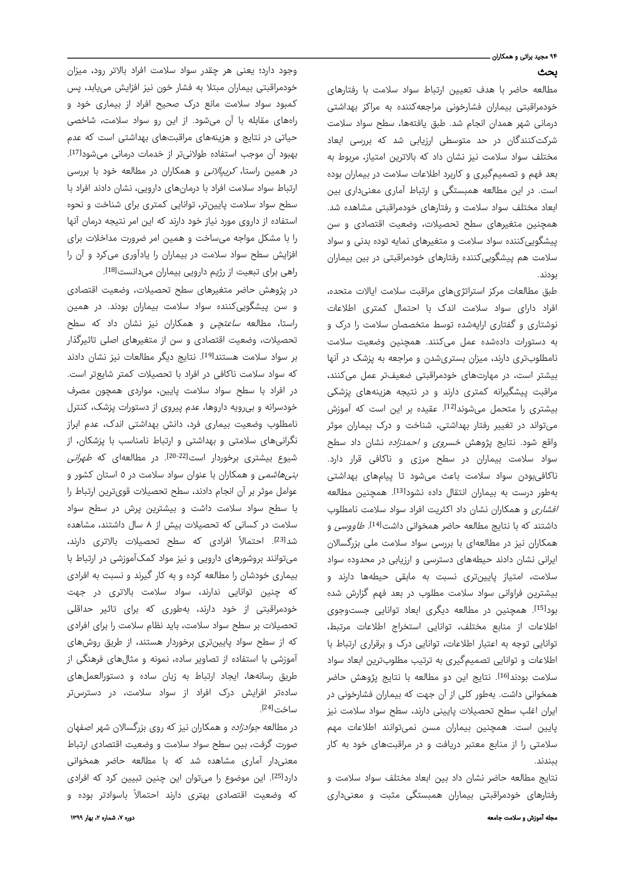## بحث

مطالعه حاضر با هدف تعیین ارتباط سواد سلامت با رفتارهای خودمراقبتی بیماران فشارخونی مراجعه‌کننده به مراکز بهداشتی درمانی شهر همدان انجام شد. طبق یافته‌ها، سطح سواد سلامت شرکت‌کنندگان در حد متوسطی ارزیابی شد که بررسی ابعاد مختلف سواد سلامت نیز نشان داد که بالاترین امتیاز، مربوط به بعد فهم و تصمیم‌گیری و کاربرد اطلاعات سلامت در بیماران بوده است. در این مطالعه همبستگی و ارتباط آماری معنی‌داری بین ابعاد مختلف سواد سلامت و رفتارهای خودمراقبتی مشاهده شد. همچنین متغیرهای سطح تحصیلات، وضعیت اقتصادی و سن پیشگویی‌کننده سواد سلامت و متغیرهای نمایه توده بدنی و سواد سلامت هم پیشگویی‌کننده رفتارهای خودمراقبتی در بین بیماران بودند.

طبق مطالعات مرکز استراتژی‌های مراقبت سلامت ایالات متحده، افراد دارای سواد سلامت اندک با احتمال کمتری اطلاعات نوشتاری و گفتاری ارایه‌شده توسط متخصصان سلامت را درک و به دستورات داده‌شده عمل می‌کنند. همچنین وضعیت سلامت نامطلوب‌تری دارند، میزان بستری‌شدن و مراجعه به پزشک در آنها بیشتر است، در مهارت‌های خودمراقبتی ضعیف‌تر عمل می‌کنند، مراقبت پیشگیرانه کمتری دارند و در نتیجه هزینه‌های پزشکی بیشتری را متحمل می‌شوند[12]. عقیده بر این است که آموزش می‌تواند در تغییر رفتار بهداشتی، شناخت و درک بیماران موثر واقع شود. نتایج پژوهش *خسروی* و *احمدزاده* نشان داد سطح سواد سلامت بیماران در سطح مرزی و ناکافی قرار دارد. ناکافی‌بودن سواد سلامت باعث می‌شود تا پیام‌های بهداشتی به‌طور درست به بیماران انتقال داده نشود[13]. همچنین مطالعه *افشاری* و همکاران نشان داد اکثریت افراد سواد سلامت نامطلوب داشتند که با نتایج مطالعه حاضر همخوانی داشت[14]. *طاووسی* و همکاران نیز در مطالعه‌ای با بررسی سواد سلامت ملی بزرگسالان ایرانی نشان دادند حیطه‌های دسترسی و ارزیابی در محدوده سواد سلامت، امتیاز پایین‌تری نسبت به مابقی حیطه‌ها دارند و بیشترین فراوانی سواد سلامت مطلوب در بعد فهم گزارش شده بود[15]. همچنین در مطالعه دیگری ابعاد توانایی جست‌وجوی اطلاعات از منابع مختلف، توانایی استخراج اطلاعات مرتبط، توانایی توجه به اعتبار اطلاعات، توانایی درک و برقراری ارتباط با اطلاعات و توانایی تصمیم‌گیری به ترتیب مطلوب‌ترین ابعاد سواد سلامت بودند[16]. نتایج این دو مطالعه با نتایج پژوهش حاضر همخوانی داشت. به‌طور کلی از آن جهت که بیماران فشارخونی در ایران اغلب سطح تحصیلات پایینی دارند، سطح سواد سلامت نیز پایین است. همچنین بیماران مسن نمی‌توانند اطلاعات مهم سلامتی را از منابع معتبر دریافت و در مراقبت‌های خود به کار ببندند.

نتایج مطالعه حاضر نشان داد بین ابعاد مختلف سواد سلامت و رفتارهای خودمراقبتی بیماران همبستگی مثبت و معنی‌داری وجود دارد؛ یعنی هر چقدر سواد سلامت افراد بالاتر رود، میزان خودمراقبتی بیماران مبتلا به فشار خون نیز افزایش می‌یابد، پس کمبود سواد سلامت مانع درک صحیح افراد از بیماری خود و راه‌های مقابله با آن می‌شود. از این رو سواد سلامت، شاخصی حیاتی در نتایج و هزینه‌های مراقبت‌های بهداشتی است که عدم بهبود آن موجب استفاده طولانی‌تر از خدمات درمانی می‌شود[17]. در همین راستا، *کریپالانی* و همکاران در مطالعه خود با بررسی ارتباط سواد سلامت افراد با درمان‌های دارویی، نشان دادند افراد با سطح سواد سلامت پایین‌تر، توانایی کمتری برای شناخت و نحوه استفاده از داروی مورد نیاز خود دارند که این امر نتیجه درمان آنها را با مشکل مواجه می‌ساخت و همین امر ضرورت مداخلات برای افزایش سطح سواد سلامت در بیماران را یادآوری می‌کرد و آن را راهی برای تبعیت از رژیم دارویی بیماران می‌دانست[18].

در پژوهش حاضر متغیرهای سطح تحصیلات، وضعیت اقتصادی و سن پیشگویی‌کننده سواد سلامت بیماران بودند. در همین راستا، مطالعه *ساعتچی* و همکاران نیز نشان داد که سطح تحصیلات، وضعیت اقتصادی و سن از متغیرهای اصلی تاثیرگذار بر سواد سلامت هستند[19]. نتایج دیگر مطالعات نیز نشان دادند که سواد سلامت ناکافی در افراد با تحصیلات کمتر شایع‌تر است. در افراد با سطح سواد سلامت پایین، مواردی همچون مصرف خودسرانه و بی‌رویه داروها، عدم پیروی از دستورات پزشک، کنترل نامطلوب وضعیت بیماری فرد، دانش بهداشتی اندک، عدم ابراز نگرانی‌های سلامتی و بهداشتی و ارتباط نامناسب با پزشکان، از شیوع بیشتری برخوردار است[20-22]. در مطالعه‌ای که *طهرانی بنی‌هاشمی* و همکاران با عنوان سواد سلامت در ۵ استان کشور و عوامل موثر بر آن انجام دادند، سطح تحصیلات قوی‌ترین ارتباط را با سطح سواد سلامت داشت و بیشترین پرش در سطح سواد سلامت در کسانی که تحصیلات بیش از ۸ سال داشتند، مشاهده شد[23]. احتمالاً افرادی که سطح تحصیلات بالاتری دارند، می‌توانند بروشورهای دارویی و نیز مواد کمک‌آموزشی در ارتباط با بیماری خودشان را مطالعه کرده و به کار گیرند و نسبت به افرادی که چنین توانایی ندارند، سواد سلامت بالاتری در جهت خودمراقبتی از خود دارند، به‌طوری که برای تاثیر حداقلی تحصیلات بر سطح سواد سلامت، باید نظام سلامت را برای افرادی که از سطح سواد پایین‌تری برخوردار هستند، از طریق روش‌های آموزشی با استفاده از تصاویر ساده، نمونه و مثال‌های فرهنگی از طریق رسانه‌ها، ایجاد ارتباط به زبان ساده و دستورالعمل‌های ساده‌تر افزایش درک افراد از سواد سلامت، در دسترس‌تر ساخت[24].

در مطالعه *جوادزاده* و همکاران نیز که روی بزرگسالان شهر اصفهان صورت گرفت، بین سطح سواد سلامت و وضعیت اقتصادی ارتباط معنی‌دار آماری مشاهده شد که با مطالعه حاضر همخوانی دارد[25]. این موضوع را می‌توان این چنین تبیین کرد که افرادی که وضعیت اقتصادی بهتری دارند احتمالاً باسوادتر بوده و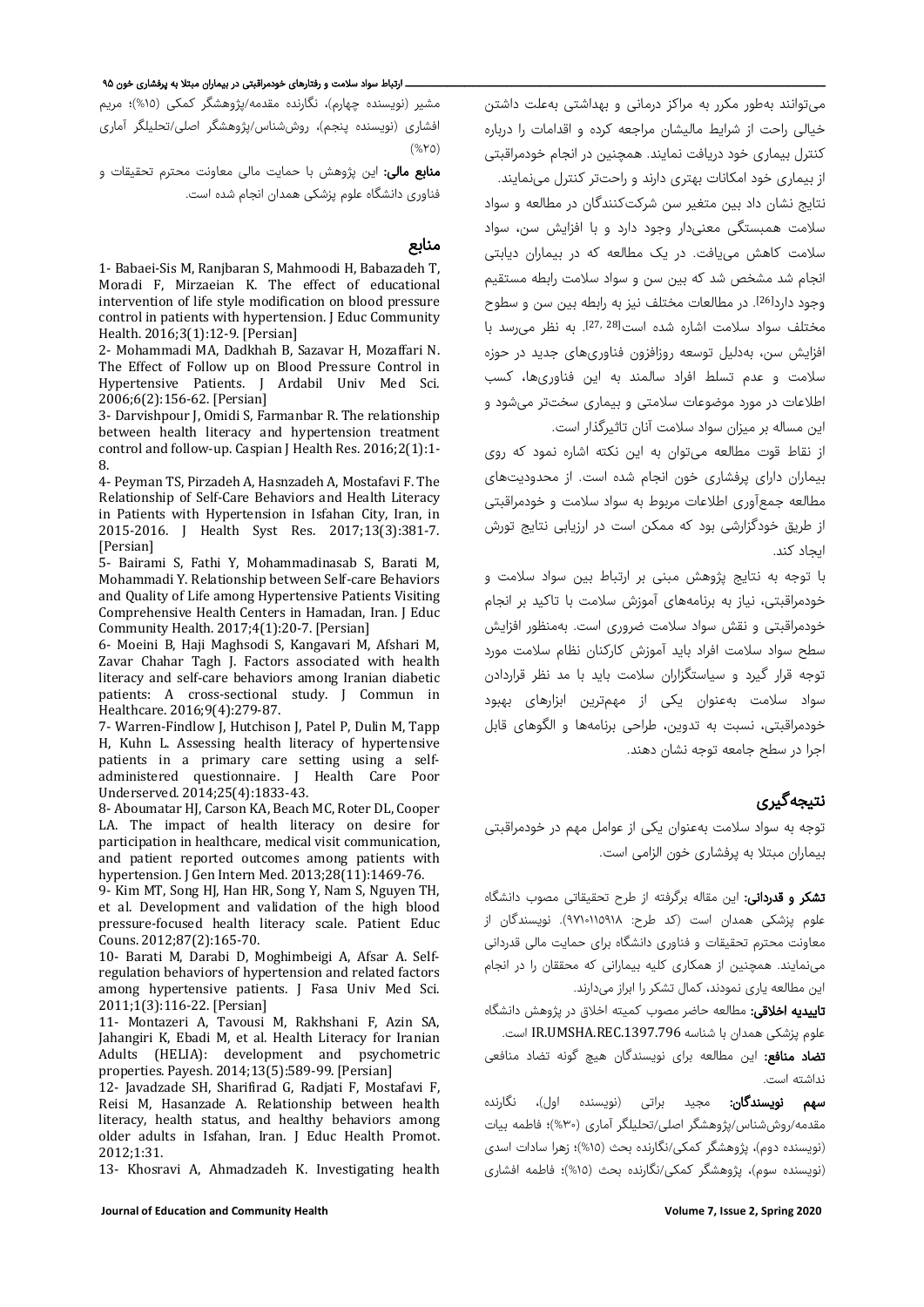می‌توانند به‌طور مکرر به مراکز درمانی و بهداشتی به‌علت داشتن خیالی راحت از شرایط مالیشان مراجعه کرده و اقدامات را درباره کنترل بیماری خود دریافت نمایند. همچنین در انجام خودمراقبتی از بیماری خود امکانات بهتری دارند و راحت‌تر کنترل می‌نمایند.

نتایج نشان داد بین متغیر سن شرکت‌کنندگان در مطالعه و سواد سلامت همبستگی معنی‌دار وجود دارد و با افزایش سن، سواد سلامت کاهش می‌یافت. در یک مطالعه که در بیماران دیابتی انجام شد مشخص شد که بین سن و سواد سلامت رابطه مستقیم وجود دارد[26]. در مطالعات مختلف نیز به رابطه بین سن و سطوح مختلف سواد سلامت اشاره شده است[27, 28]. به نظر می‌رسد با افزایش سن، به‌دلیل توسعه روزافزون فناوری‌های جدید در حوزه سلامت و عدم تسلط افراد سالمند به این فناوری‌ها، کسب اطلاعات در مورد موضوعات سلامتی و بیماری سخت‌تر می‌شود و این مسأله بر میزان سواد سلامت آنان تاثیرگذار است.

از نقاط قوت مطالعه می‌توان به این نکته اشاره نمود که روی بیماران دارای پرفشاری خون انجام شده است. از محدودیت‌های مطالعه جمع‌آوری اطلاعات مربوط به سواد سلامت و خودمراقبتی از طریق خودگزارشی بود که ممکن است در ارزیابی نتایج تورش ایجاد کند.

با توجه به نتایج پژوهش مبنی بر ارتباط بین سواد سلامت و خودمراقبتی، نیاز به برنامه‌های آموزش سلامت با تاکید بر انجام خودمراقبتی و نقش سواد سلامت ضروری است. به‌منظور افزایش سطح سواد سلامت افراد باید آموزش کارکنان نظام سلامت مورد توجه قرار گیرد و سیاستگزاران سلامت باید با مد نظر قراردادن سواد سلامت به‌عنوان یکی از مهم‌ترین ابزارهای بهبود خودمراقبتی، نسبت به تدوین، طراحی برنامه‌ها و الگوهای قابل اجرا در سطح جامعه توجه نشان دهند.

## نتیجه‌گیری

توجه به سواد سلامت به‌عنوان یکی از عوامل مهم در خودمراقبتی بیماران مبتلا به پرفشاری خون الزامی است.

**تشکر و قدردانی:** این مقاله برگرفته از طرح تحقیقاتی مصوب دانشگاه علوم پزشکی همدان است (کد طرح: ۹۷۱۰۱۱۵۹۱۸). نویسندگان از معاونت محترم تحقیقات و فناوری دانشگاه برای حمایت مالی قدردانی می‌نمایند. همچنین از همکاری کلیه بیمارانی که محققان را در انجام این مطالعه یاری نمودند، کمال تشکر را ابراز می‌دارند.

**تاییدیه اخلاقی:** مطالعه حاضر مصوب کمیته اخلاق در پژوهش دانشگاه علوم پزشکی همدان با شناسه IR.UMSHA.REC.1397.796 است.

**تضاد منافع:** این مطالعه برای نویسندگان هیچ گونه تضاد منافعی نداشته است.

**سهم نویسندگان:** مجید براتی (نویسنده اول)، نگارنده مقدمه/روش‌شناس/پژوهشگر اصلی/تحلیلگر آماری (۳۰%)؛ فاطمه بیات (نویسنده دوم)، پژوهشگر کمکی/نگارنده بحث (۱۵%)؛ زهرا سادات اسدی (نویسنده سوم)، پژوهشگر کمکی/نگارنده بحث (۱۵%)؛ فاطمه افشاری مشیر (نویسنده چهارم)، نگارنده مقدمه/پژوهشگر کمکی (۱۵%)؛ مریم افشاری (نویسنده پنجم)، روش‌شناس/پژوهشگر اصلی/تحلیلگر آماری (۲۵%)

**منابع مالی:** این پژوهش با حمایت مالی معاونت محترم تحقیقات و فناوری دانشگاه علوم پزشکی همدان انجام شده است.

## منابع

1- Babaei-Sis M, Ranjbaran S, Mahmoodi H, Babazadeh T, Moradi F, Mirzaeian K. The effect of educational intervention of life style modification on blood pressure control in patients with hypertension. J Educ Community Health. 2016;3(1):12-9. [Persian]

2- Mohammadi MA, Dadkhah B, Sazavar H, Mozaffari N. The Effect of Follow up on Blood Pressure Control in Hypertensive Patients. J Ardabil Univ Med Sci. 2006;6(2):156-62. [Persian]

3- Darvishpour J, Omidi S, Farmanbar R. The relationship between health literacy and hypertension treatment control and follow-up. Caspian J Health Res. 2016;2(1):1-8.

4- Peyman TS, Pirzadeh A, Hasnzadeh A, Mostafavi F. The Relationship of Self-Care Behaviors and Health Literacy in Patients with Hypertension in Isfahan City, Iran, in 2015-2016. J Health Syst Res. 2017;13(3):381-7. [Persian]

5- Bairami S, Fathi Y, Mohammadinasab S, Barati M, Mohammadi Y. Relationship between Self-care Behaviors and Quality of Life among Hypertensive Patients Visiting Comprehensive Health Centers in Hamadan, Iran. J Educ Community Health. 2017;4(1):20-7. [Persian]

6- Moeini B, Haji Maghsodi S, Kangavari M, Afshari M, Zavar Chahar Tagh J. Factors associated with health literacy and self-care behaviors among Iranian diabetic patients: A cross-sectional study. J Commun in Healthcare. 2016;9(4):279-87.

7- Warren-Findlow J, Hutchison J, Patel P, Dulin M, Tapp H, Kuhn L. Assessing health literacy of hypertensive patients in a primary care setting using a self-administered questionnaire. J Health Care Poor Underserved. 2014;25(4):1833-43.

8- Aboumatar HJ, Carson KA, Beach MC, Roter DL, Cooper LA. The impact of health literacy on desire for participation in healthcare, medical visit communication, and patient reported outcomes among patients with hypertension. J Gen Intern Med. 2013;28(11):1469-76.

9- Kim MT, Song HJ, Han HR, Song Y, Nam S, Nguyen TH, et al. Development and validation of the high blood pressure-focused health literacy scale. Patient Educ Couns. 2012;87(2):165-70.

10- Barati M, Darabi D, Moghimbeigi A, Afsar A. Self-regulation behaviors of hypertension and related factors among hypertensive patients. J Fasa Univ Med Sci. 2011;1(3):116-22. [Persian]

11- Montazeri A, Tavousi M, Rakhshani F, Azin SA, Jahangiri K, Ebadi M, et al. Health Literacy for Iranian Adults (HELIA): development and psychometric properties. Payesh. 2014;13(5):589-99. [Persian]

12- Javadzade SH, Sharifirad G, Radjati F, Mostafavi F, Reisi M, Hasanzade A. Relationship between health literacy, health status, and healthy behaviors among older adults in Isfahan, Iran. J Educ Health Promot. 2012;1:31.

13- Khosravi A, Ahmadzadeh K. Investigating health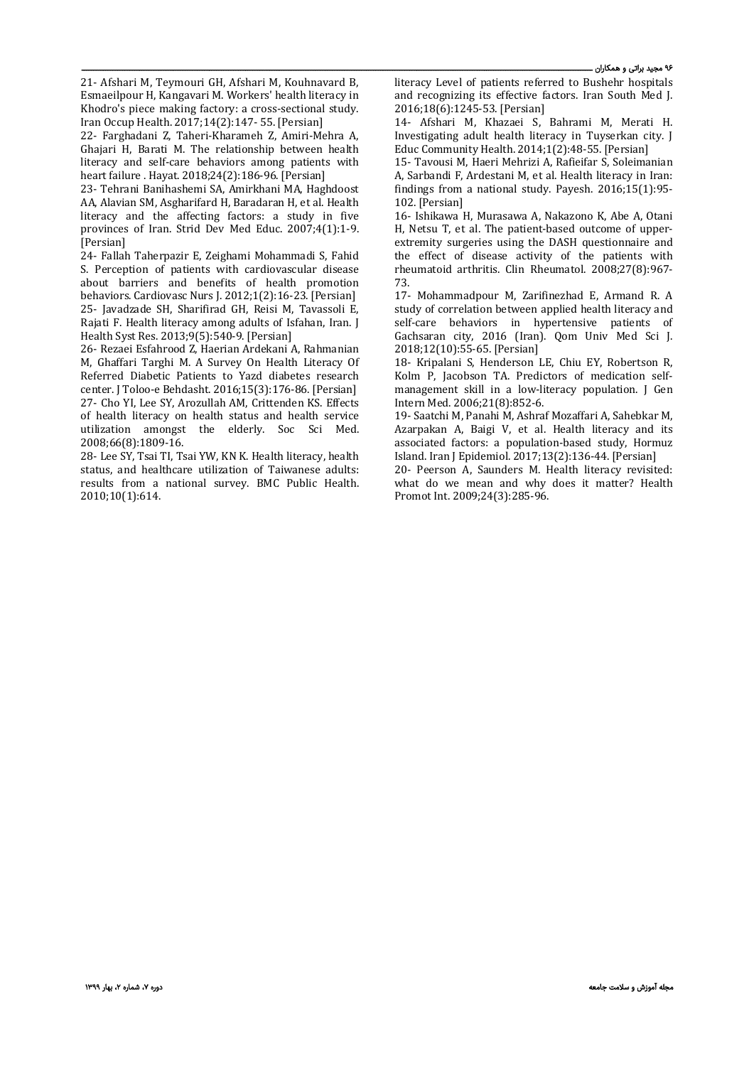literacy Level of patients referred to Bushehr hospitals and recognizing its effective factors. Iran South Med J. 2016;18(6):1245-53. [Persian]

14- Afshari M, Khazaei S, Bahrami M, Merati H. Investigating adult health literacy in Tuyserkan city. J Educ Community Health. 2014;1(2):48-55. [Persian]

15- Tavousi M, Haeri Mehrizi A, Rafieifar S, Soleimanian A, Sarbandi F, Ardestani M, et al. Health literacy in Iran: findings from a national study. Payesh. 2016;15(1):95-102. [Persian]

16- Ishikawa H, Murasawa A, Nakazono K, Abe A, Otani H, Netsu T, et al. The patient-based outcome of upper-extremity surgeries using the DASH questionnaire and the effect of disease activity of the patients with rheumatoid arthritis. Clin Rheumatol. 2008;27(8):967-73.

17- Mohammadpour M, Zarifinezhad E, Armand R. A study of correlation between applied health literacy and self-care behaviors in hypertensive patients of Gachsaran city, 2016 (Iran). Qom Univ Med Sci J. 2018;12(10):55-65. [Persian]

18- Kripalani S, Henderson LE, Chiu EY, Robertson R, Kolm P, Jacobson TA. Predictors of medication self-management skill in a low-literacy population. J Gen Intern Med. 2006;21(8):852-6.

19- Saatchi M, Panahi M, Ashraf Mozaffari A, Sahebkar M, Azarpakan A, Baigi V, et al. Health literacy and its associated factors: a population-based study, Hormuz Island. Iran J Epidemiol. 2017;13(2):136-44. [Persian]

20- Peerson A, Saunders M. Health literacy revisited: what do we mean and why does it matter? Health Promot Int. 2009;24(3):285-96.

21- Afshari M, Teymouri GH, Afshari M, Kouhnavard B, Esmaeilpour H, Kangavari M. Workers' health literacy in Khodro's piece making factory: a cross-sectional study. Iran Occup Health. 2017;14(2):147- 55. [Persian]

22- Farghadani Z, Taheri-Kharameh Z, Amiri-Mehra A, Ghajari H, Barati M. The relationship between health literacy and self-care behaviors among patients with heart failure . Hayat. 2018;24(2):186-96. [Persian]

23- Tehrani Banihashemi SA, Amirkhani MA, Haghdoost AA, Alavian SM, Asgharifard H, Baradaran H, et al. Health literacy and the affecting factors: a study in five provinces of Iran. Strid Dev Med Educ. 2007;4(1):1-9. [Persian]

24- Fallah Taherpazir E, Zeighami Mohammadi S, Fahid S. Perception of patients with cardiovascular disease about barriers and benefits of health promotion behaviors. Cardiovasc Nurs J. 2012;1(2):16-23. [Persian]

25- Javadzade SH, Sharifirad GH, Reisi M, Tavassoli E, Rajati F. Health literacy among adults of Isfahan, Iran. J Health Syst Res. 2013;9(5):540-9. [Persian]

26- Rezaei Esfahrood Z, Haerian Ardekani A, Rahmanian M, Ghaffari Targhi M. A Survey On Health Literacy Of Referred Diabetic Patients to Yazd diabetes research center. J Toloo-e Behdasht. 2016;15(3):176-86. [Persian]

27- Cho YI, Lee SY, Arozullah AM, Crittenden KS. Effects of health literacy on health status and health service utilization amongst the elderly. Soc Sci Med. 2008;66(8):1809-16.

28- Lee SY, Tsai TI, Tsai YW, KN K. Health literacy, health status, and healthcare utilization of Taiwanese adults: results from a national survey. BMC Public Health. 2010;10(1):614.